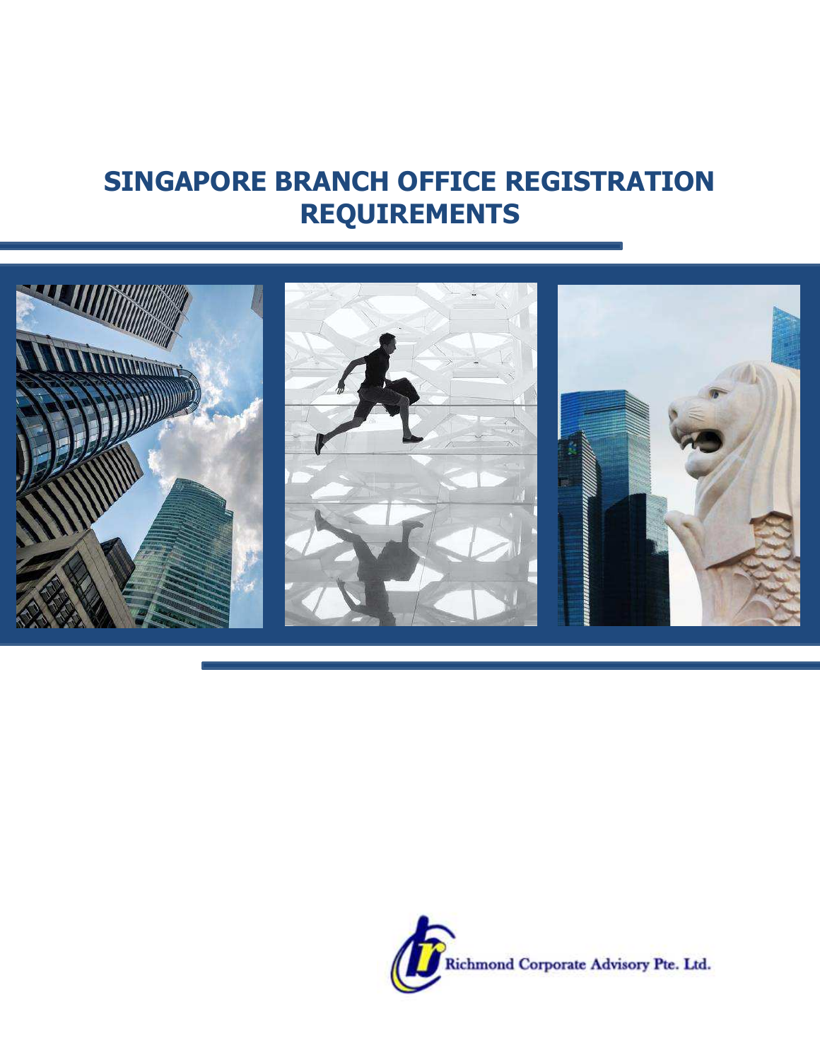# SINGAPORE BRANCH OFFICE REGISTRATION REQUIREMENTS

Richmond Corporate Advisory Pte. Ltd.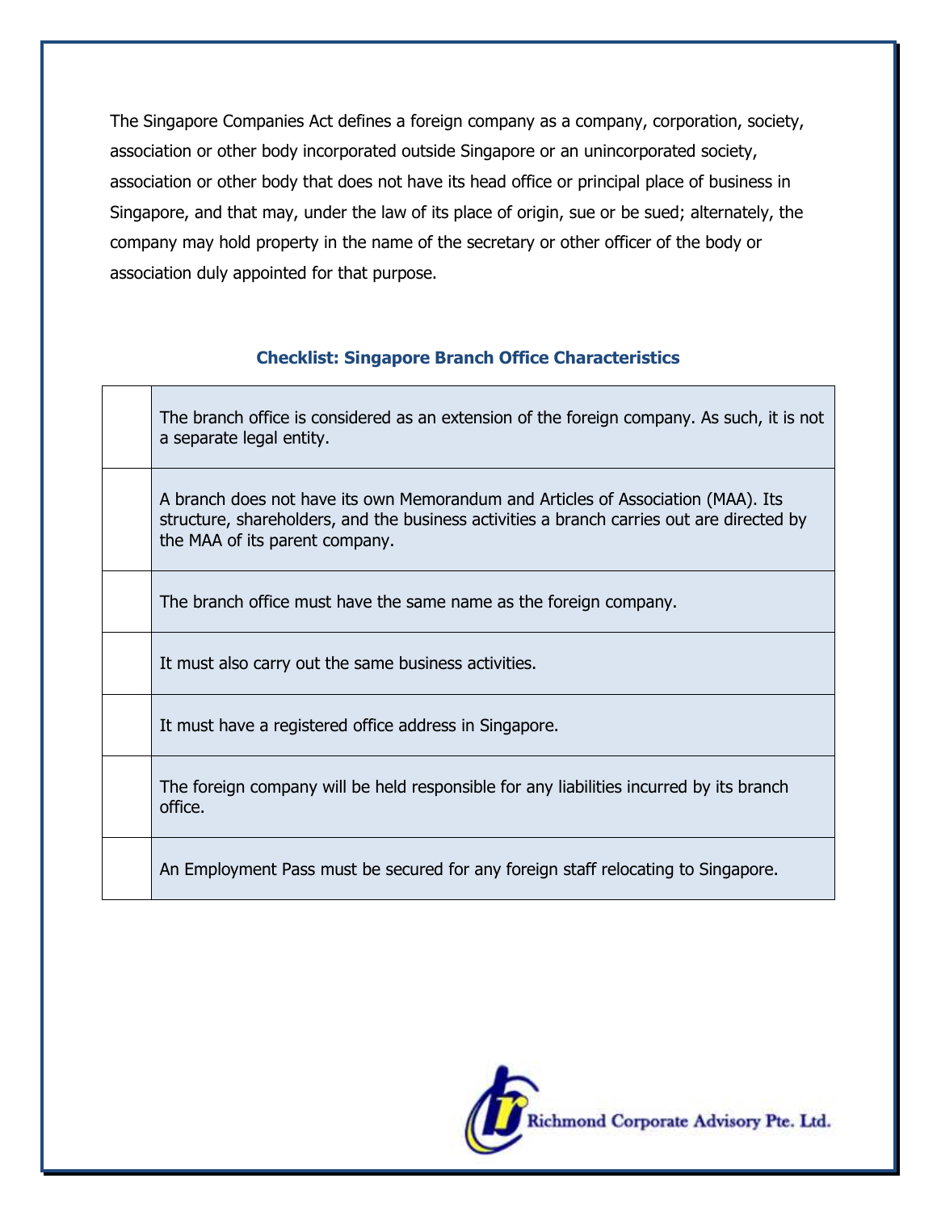The Singapore Companies Act defines a foreign company as a company, corporation, society, association or other body incorporated outside Singapore or an unincorporated society, association or other body that does not have its head office or principal place of business in Singapore, and that may, under the law of its place of origin, sue or be sued; alternately, the company may hold property in the name of the secretary or other officer of the body or association duly appointed for that purpose.

### Checklist: Singapore Branch Office Characteristics

| | |
|---|---|
| | The branch office is considered as an extension of the foreign company. As such, it is not a separate legal entity. |
| | A branch does not have its own Memorandum and Articles of Association (MAA). Its structure, shareholders, and the business activities a branch carries out are directed by the MAA of its parent company. |
| | The branch office must have the same name as the foreign company. |
| | It must also carry out the same business activities. |
| | It must have a registered office address in Singapore. |
| | The foreign company will be held responsible for any liabilities incurred by its branch office. |
| | An Employment Pass must be secured for any foreign staff relocating to Singapore. |

Richmond Corporate Advisory Pte. Ltd.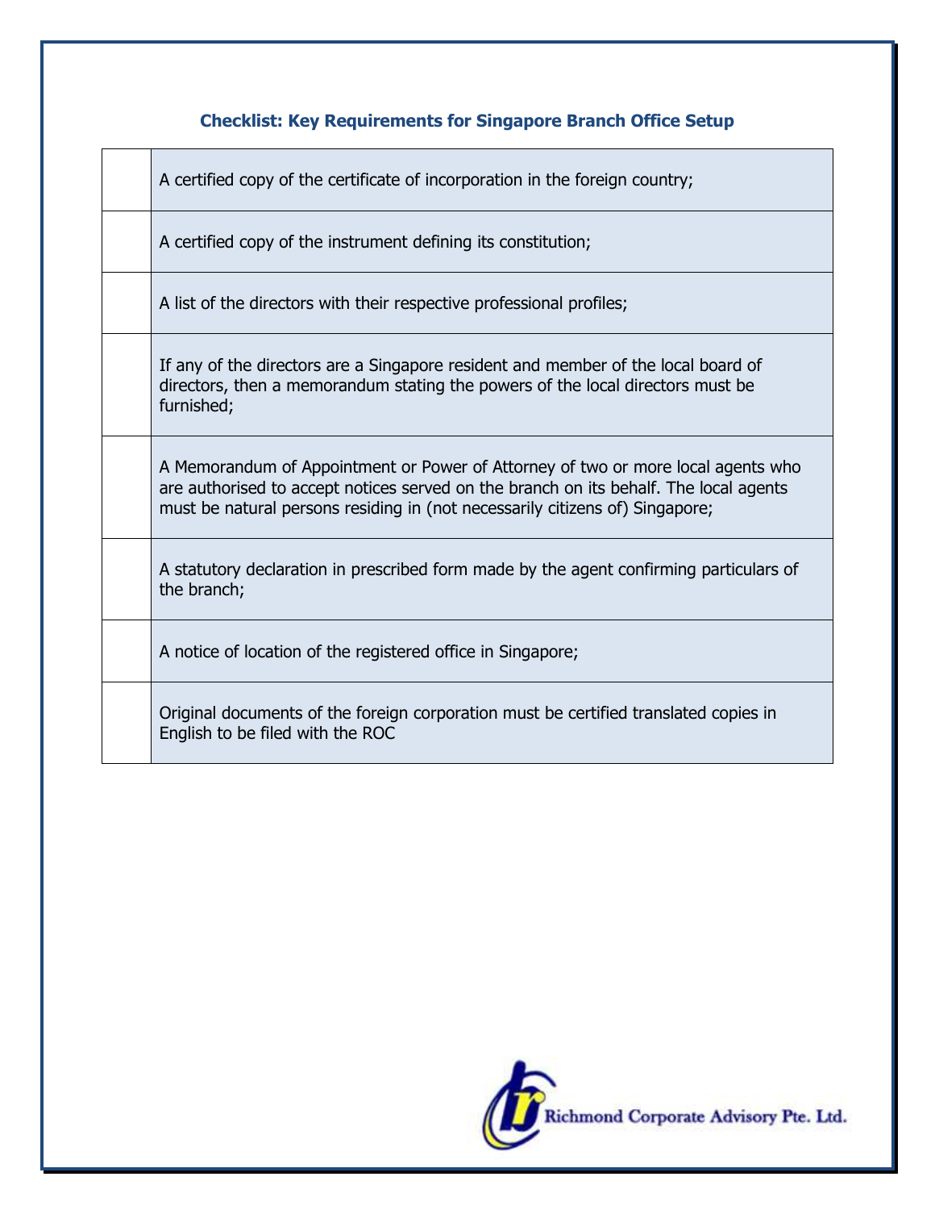**Checklist: Key Requirements for Singapore Branch Office Setup**

| | |
|---|---|
| | A certified copy of the certificate of incorporation in the foreign country; |
| | A certified copy of the instrument defining its constitution; |
| | A list of the directors with their respective professional profiles; |
| | If any of the directors are a Singapore resident and member of the local board of directors, then a memorandum stating the powers of the local directors must be furnished; |
| | A Memorandum of Appointment or Power of Attorney of two or more local agents who are authorised to accept notices served on the branch on its behalf. The local agents must be natural persons residing in (not necessarily citizens of) Singapore; |
| | A statutory declaration in prescribed form made by the agent confirming particulars of the branch; |
| | A notice of location of the registered office in Singapore; |
| | Original documents of the foreign corporation must be certified translated copies in English to be filed with the ROC |

Richmond Corporate Advisory Pte. Ltd.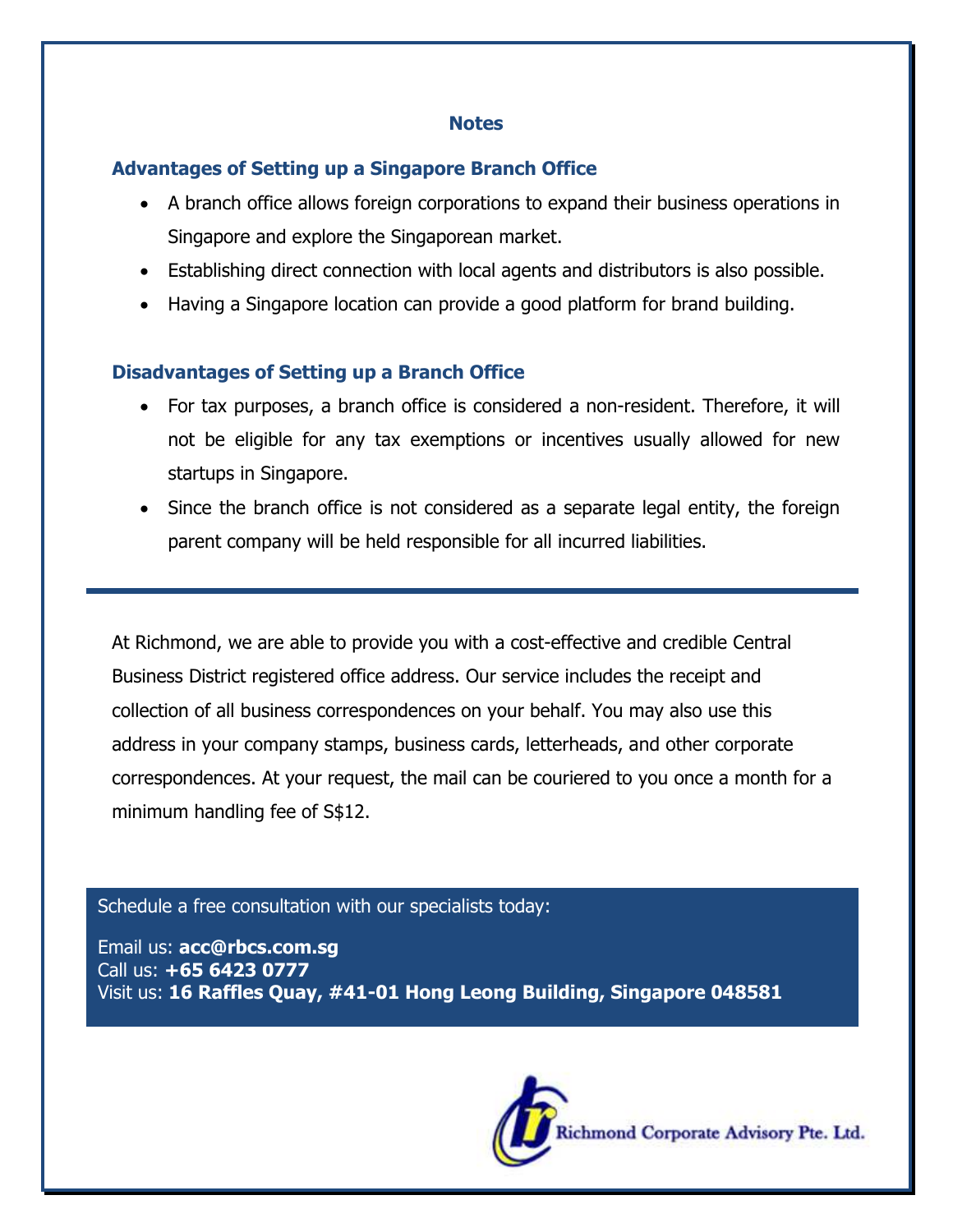## Notes

### Advantages of Setting up a Singapore Branch Office

- A branch office allows foreign corporations to expand their business operations in Singapore and explore the Singaporean market.
- Establishing direct connection with local agents and distributors is also possible.
- Having a Singapore location can provide a good platform for brand building.

### Disadvantages of Setting up a Branch Office

- For tax purposes, a branch office is considered a non-resident. Therefore, it will not be eligible for any tax exemptions or incentives usually allowed for new startups in Singapore.
- Since the branch office is not considered as a separate legal entity, the foreign parent company will be held responsible for all incurred liabilities.

---

At Richmond, we are able to provide you with a cost-effective and credible Central Business District registered office address. Our service includes the receipt and collection of all business correspondences on your behalf. You may also use this address in your company stamps, business cards, letterheads, and other corporate correspondences. At your request, the mail can be couriered to you once a month for a minimum handling fee of S$12.

Schedule a free consultation with our specialists today:

Email us: **acc@rbcs.com.sg**
Call us: **+65 6423 0777**
Visit us: **16 Raffles Quay, #41-01 Hong Leong Building, Singapore 048581**

Richmond Corporate Advisory Pte. Ltd.